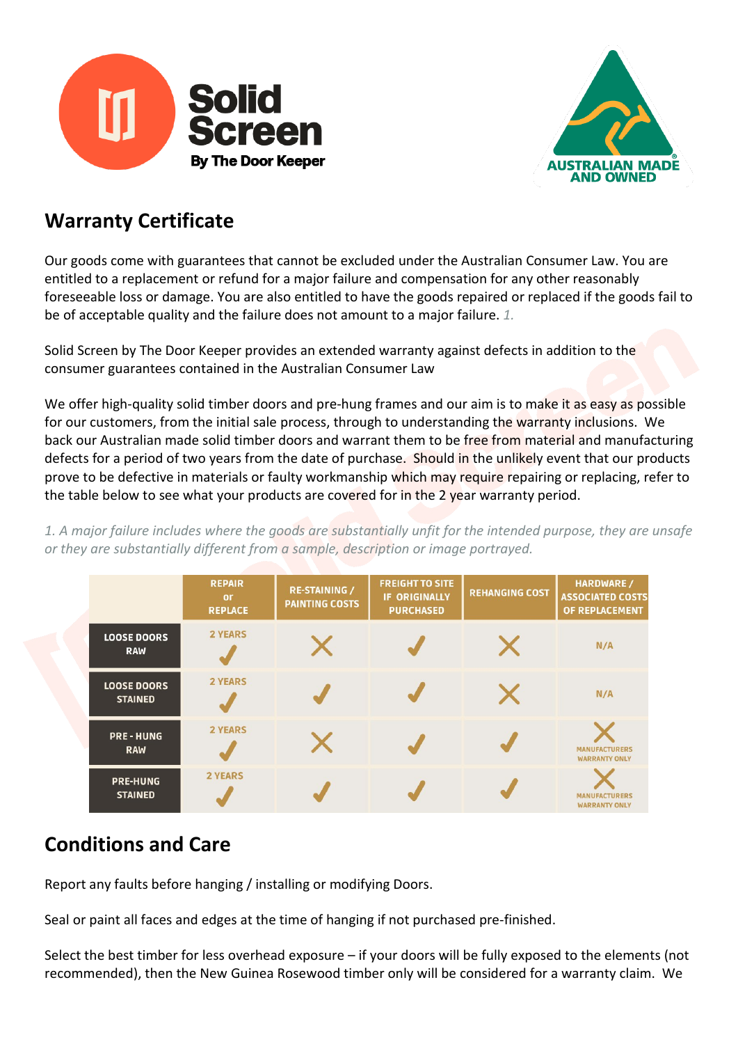Solid Screen

By The Door Keeper

AUSTRALIAN MADE AND OWNED

## Warranty Certificate

Our goods come with guarantees that cannot be excluded under the Australian Consumer Law. You are entitled to a replacement or refund for a major failure and compensation for any other reasonably foreseeable loss or damage. You are also entitled to have the goods repaired or replaced if the goods fail to be of acceptable quality and the failure does not amount to a major failure. *1.*

Solid Screen by The Door Keeper provides an extended warranty against defects in addition to the consumer guarantees contained in the Australian Consumer Law

We offer high-quality solid timber doors and pre-hung frames and our aim is to make it as easy as possible for our customers, from the initial sale process, through to understanding the warranty inclusions. We back our Australian made solid timber doors and warrant them to be free from material and manufacturing defects for a period of two years from the date of purchase. Should in the unlikely event that our products prove to be defective in materials or faulty workmanship which may require repairing or replacing, refer to the table below to see what your products are covered for in the 2 year warranty period.

*1. A major failure includes where the goods are substantially unfit for the intended purpose, they are unsafe or they are substantially different from a sample, description or image portrayed.*

| | REPAIR or REPLACE | RE-STAINING / PAINTING COSTS | FREIGHT TO SITE IF ORIGINALLY PURCHASED | REHANGING COST | HARDWARE / ASSOCIATED COSTS OF REPLACEMENT |
|---|---|---|---|---|---|
| **LOOSE DOORS RAW** | 2 YEARS ✓ | ✗ | ✓ | ✗ | N/A |
| **LOOSE DOORS STAINED** | 2 YEARS ✓ | ✓ | ✓ | ✗ | N/A |
| **PRE - HUNG RAW** | 2 YEARS ✓ | ✗ | ✓ | ✓ | ✗ MANUFACTURERS WARRANTY ONLY |
| **PRE-HUNG STAINED** | 2 YEARS ✓ | ✓ | ✓ | ✓ | ✗ MANUFACTURERS WARRANTY ONLY |

## Conditions and Care

Report any faults before hanging / installing or modifying Doors.

Seal or paint all faces and edges at the time of hanging if not purchased pre-finished.

Select the best timber for less overhead exposure – if your doors will be fully exposed to the elements (not recommended), then the New Guinea Rosewood timber only will be considered for a warranty claim. We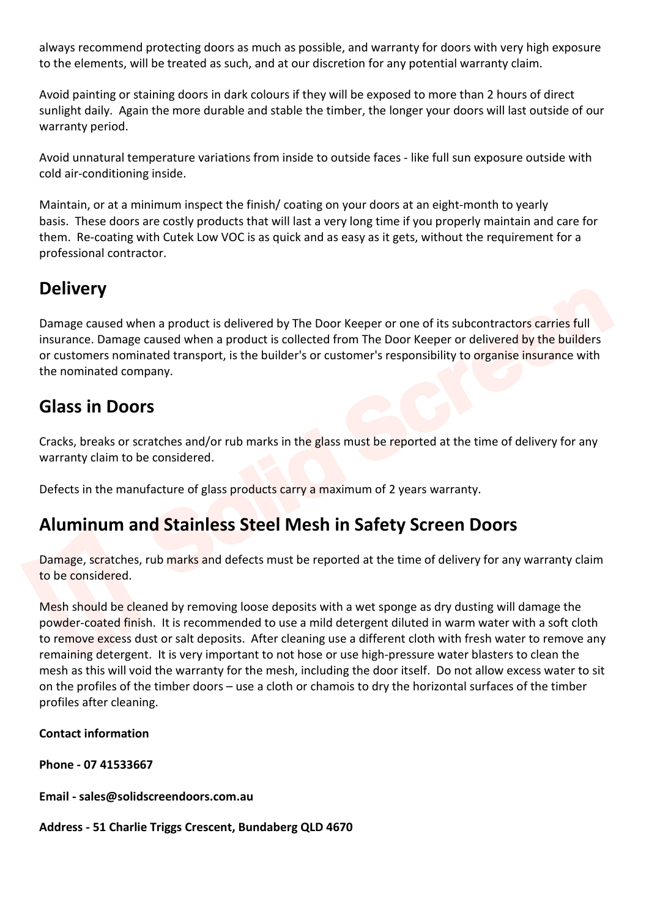always recommend protecting doors as much as possible, and warranty for doors with very high exposure to the elements, will be treated as such, and at our discretion for any potential warranty claim.

Avoid painting or staining doors in dark colours if they will be exposed to more than 2 hours of direct sunlight daily. Again the more durable and stable the timber, the longer your doors will last outside of our warranty period.

Avoid unnatural temperature variations from inside to outside faces - like full sun exposure outside with cold air-conditioning inside.

Maintain, or at a minimum inspect the finish/ coating on your doors at an eight-month to yearly basis. These doors are costly products that will last a very long time if you properly maintain and care for them. Re-coating with Cutek Low VOC is as quick and as easy as it gets, without the requirement for a professional contractor.

## Delivery

Damage caused when a product is delivered by The Door Keeper or one of its subcontractors carries full insurance. Damage caused when a product is collected from The Door Keeper or delivered by the builders or customers nominated transport, is the builder's or customer's responsibility to organise insurance with the nominated company.

## Glass in Doors

Cracks, breaks or scratches and/or rub marks in the glass must be reported at the time of delivery for any warranty claim to be considered.

Defects in the manufacture of glass products carry a maximum of 2 years warranty.

## Aluminum and Stainless Steel Mesh in Safety Screen Doors

Damage, scratches, rub marks and defects must be reported at the time of delivery for any warranty claim to be considered.

Mesh should be cleaned by removing loose deposits with a wet sponge as dry dusting will damage the powder-coated finish. It is recommended to use a mild detergent diluted in warm water with a soft cloth to remove excess dust or salt deposits. After cleaning use a different cloth with fresh water to remove any remaining detergent. It is very important to not hose or use high-pressure water blasters to clean the mesh as this will void the warranty for the mesh, including the door itself. Do not allow excess water to sit on the profiles of the timber doors – use a cloth or chamois to dry the horizontal surfaces of the timber profiles after cleaning.

**Contact information**

**Phone - 07 41533667**

**Email - sales@solidscreendoors.com.au**

**Address - 51 Charlie Triggs Crescent, Bundaberg QLD 4670**